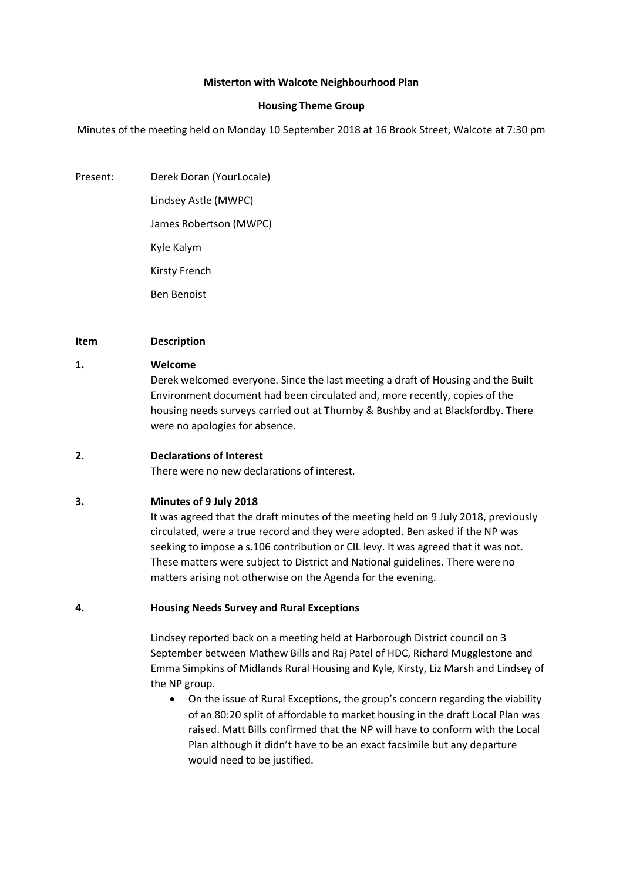**Misterton with Walcote Neighbourhood Plan**

**Housing Theme Group**

Minutes of the meeting held on Monday 10 September 2018 at 16 Brook Street, Walcote at 7:30 pm

Present: Derek Doran (YourLocale)
Lindsey Astle (MWPC)
James Robertson (MWPC)
Kyle Kalym
Kirsty French
Ben Benoist

| Item | Description |
|---|---|

**1. Welcome**

Derek welcomed everyone. Since the last meeting a draft of Housing and the Built Environment document had been circulated and, more recently, copies of the housing needs surveys carried out at Thurnby & Bushby and at Blackfordby. There were no apologies for absence.

**2. Declarations of Interest**

There were no new declarations of interest.

**3. Minutes of 9 July 2018**

It was agreed that the draft minutes of the meeting held on 9 July 2018, previously circulated, were a true record and they were adopted. Ben asked if the NP was seeking to impose a s.106 contribution or CIL levy. It was agreed that it was not. These matters were subject to District and National guidelines. There were no matters arising not otherwise on the Agenda for the evening.

**4. Housing Needs Survey and Rural Exceptions**

Lindsey reported back on a meeting held at Harborough District council on 3 September between Mathew Bills and Raj Patel of HDC, Richard Mugglestone and Emma Simpkins of Midlands Rural Housing and Kyle, Kirsty, Liz Marsh and Lindsey of the NP group.

- On the issue of Rural Exceptions, the group's concern regarding the viability of an 80:20 split of affordable to market housing in the draft Local Plan was raised. Matt Bills confirmed that the NP will have to conform with the Local Plan although it didn't have to be an exact facsimile but any departure would need to be justified.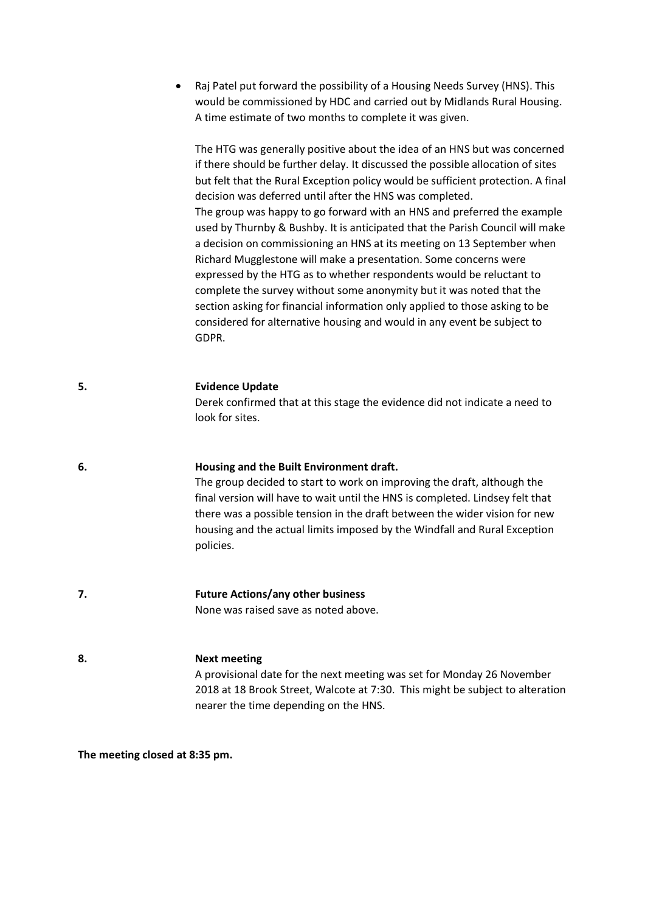- Raj Patel put forward the possibility of a Housing Needs Survey (HNS). This would be commissioned by HDC and carried out by Midlands Rural Housing. A time estimate of two months to complete it was given.

  The HTG was generally positive about the idea of an HNS but was concerned if there should be further delay. It discussed the possible allocation of sites but felt that the Rural Exception policy would be sufficient protection. A final decision was deferred until after the HNS was completed.
  The group was happy to go forward with an HNS and preferred the example used by Thurnby & Bushby. It is anticipated that the Parish Council will make a decision on commissioning an HNS at its meeting on 13 September when Richard Mugglestone will make a presentation. Some concerns were expressed by the HTG as to whether respondents would be reluctant to complete the survey without some anonymity but it was noted that the section asking for financial information only applied to those asking to be considered for alternative housing and would in any event be subject to GDPR.

**5. Evidence Update**

Derek confirmed that at this stage the evidence did not indicate a need to look for sites.

**6. Housing and the Built Environment draft.**

The group decided to start to work on improving the draft, although the final version will have to wait until the HNS is completed. Lindsey felt that there was a possible tension in the draft between the wider vision for new housing and the actual limits imposed by the Windfall and Rural Exception policies.

**7. Future Actions/any other business**

None was raised save as noted above.

**8. Next meeting**

A provisional date for the next meeting was set for Monday 26 November 2018 at 18 Brook Street, Walcote at 7:30. This might be subject to alteration nearer the time depending on the HNS.

**The meeting closed at 8:35 pm.**